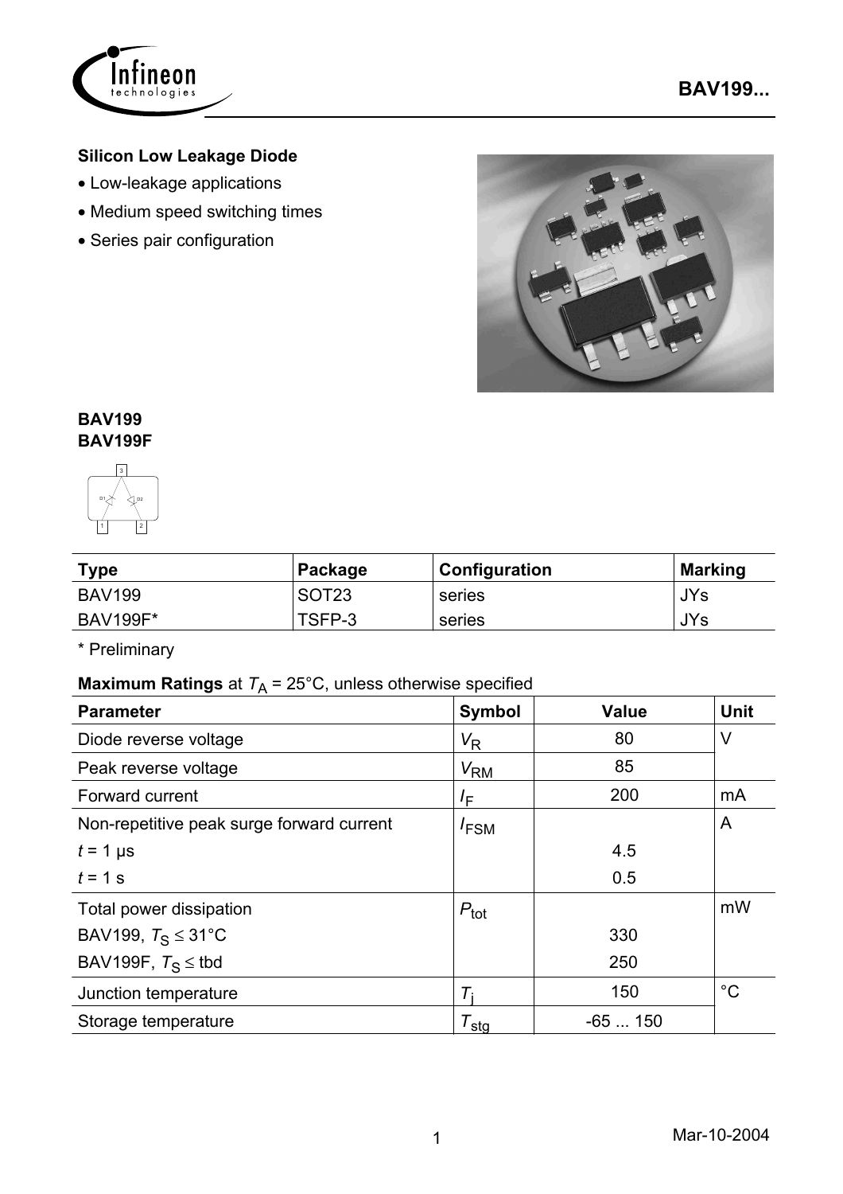## Silicon Low Leakage Diode

- Low-leakage applications
- Medium speed switching times
- Series pair configuration

**BAV199**
**BAV199F**

| Type | Package | Configuration | Marking |
|---|---|---|---|
| BAV199 | SOT23 | series | JYs |
| BAV199F* | TSFP-3 | series | JYs |

\* Preliminary

**Maximum Ratings** at $T_A$ = 25°C, unless otherwise specified

| Parameter | Symbol | Value | Unit |
|---|---|---|---|
| Diode reverse voltage | $V_R$ | 80 | V |
| Peak reverse voltage | $V_{RM}$ | 85 | |
| Forward current | $I_F$ | 200 | mA |
| Non-repetitive peak surge forward current | $I_{FSM}$ | | A |
| $t$ = 1 µs | | 4.5 | |
| $t$ = 1 s | | 0.5 | |
| Total power dissipation | $P_{tot}$ | | mW |
| BAV199, $T_S \leq 31°C$ | | 330 | |
| BAV199F, $T_S \leq$ tbd | | 250 | |
| Junction temperature | $T_j$ | 150 | °C |
| Storage temperature | $T_{stg}$ | -65 ... 150 | |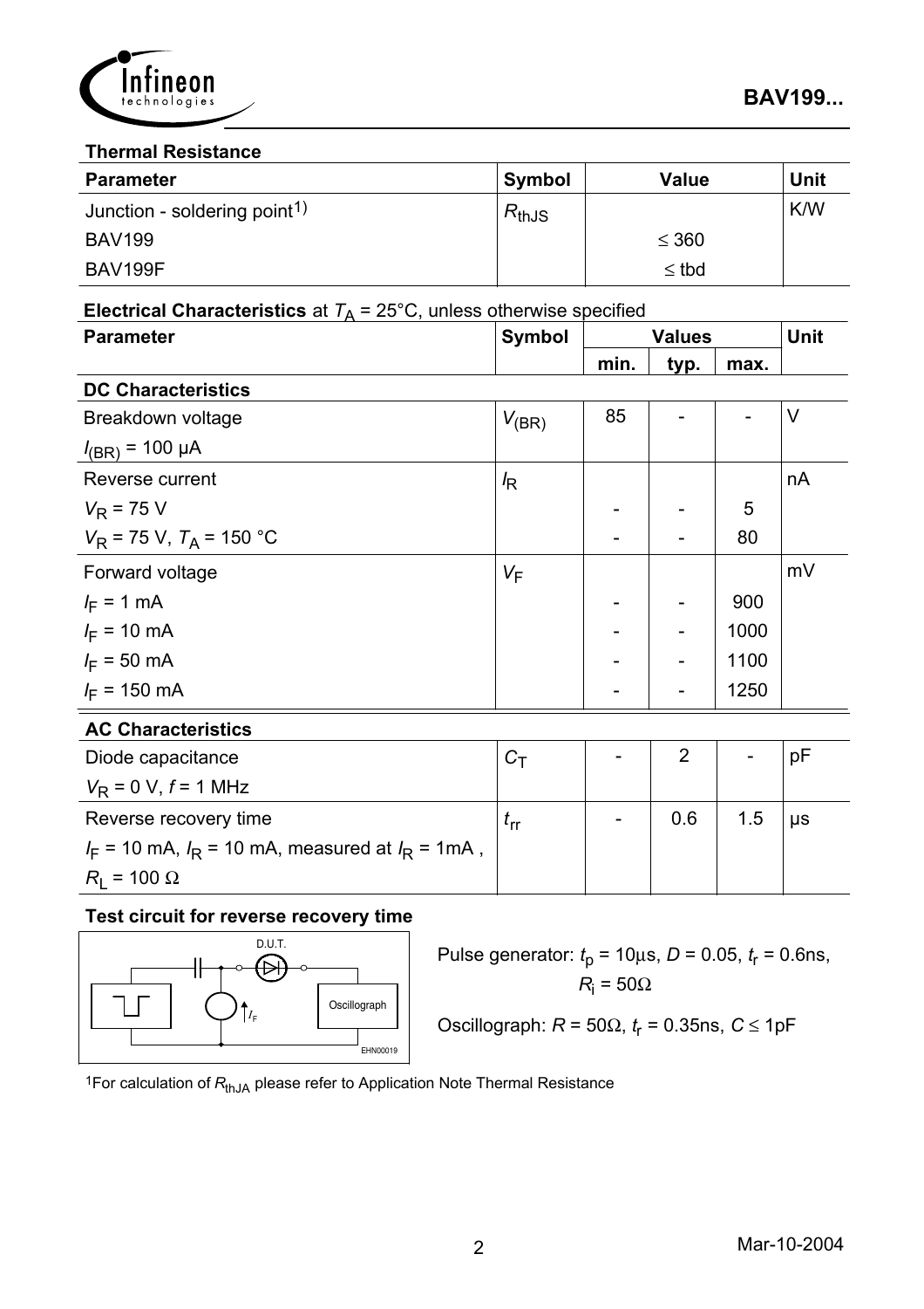**Thermal Resistance**

| Parameter | Symbol | Value | Unit |
|---|---|---|---|
| Junction - soldering point[1) ] | $R_{thJS}$ | | K/W |
| BAV199 | | ≤ 360 | |
| BAV199F | | ≤ tbd | |

**Electrical Characteristics** at $T_A$ = 25°C, unless otherwise specified

| Parameter | Symbol | Values | | | Unit |
|---|---|---|---|---|---|
| | | min. | typ. | max. | |
| **DC Characteristics** | | | | | |
| Breakdown voltage<br>$I_{(BR)}$ = 100 µA | $V_{(BR)}$ | 85 | - | - | V |
| Reverse current | $I_R$ | | | | nA |
| $V_R$ = 75 V | | - | - | 5 | |
| $V_R$ = 75 V, $T_A$ = 150 °C | | - | - | 80 | |
| Forward voltage | $V_F$ | | | | mV |
| $I_F$ = 1 mA | | - | - | 900 | |
| $I_F$ = 10 mA | | - | - | 1000 | |
| $I_F$ = 50 mA | | - | - | 1100 | |
| $I_F$ = 150 mA | | - | - | 1250 | |
| **AC Characteristics** | | | | | |
| Diode capacitance<br>$V_R$ = 0 V, $f$ = 1 MHz | $C_T$ | - | 2 | - | pF |
| Reverse recovery time<br>$I_F$ = 10 mA, $I_R$ = 10 mA, measured at $I_R$ = 1mA ,<br>$R_L$ = 100 Ω | $t_{rr}$ | - | 0.6 | 1.5 | µs |

**Test circuit for reverse recovery time**

D.U.T.

Oscillograph

EHN00019

Pulse generator: $t_p$ = 10µs, $D$ = 0.05, $t_r$ = 0.6ns, $R_i$ = 50Ω

Oscillograph: $R$ = 50Ω, $t_r$ = 0.35ns, $C$ ≤ 1pF

[1]For calculation of $R_{thJA}$ please refer to Application Note Thermal Resistance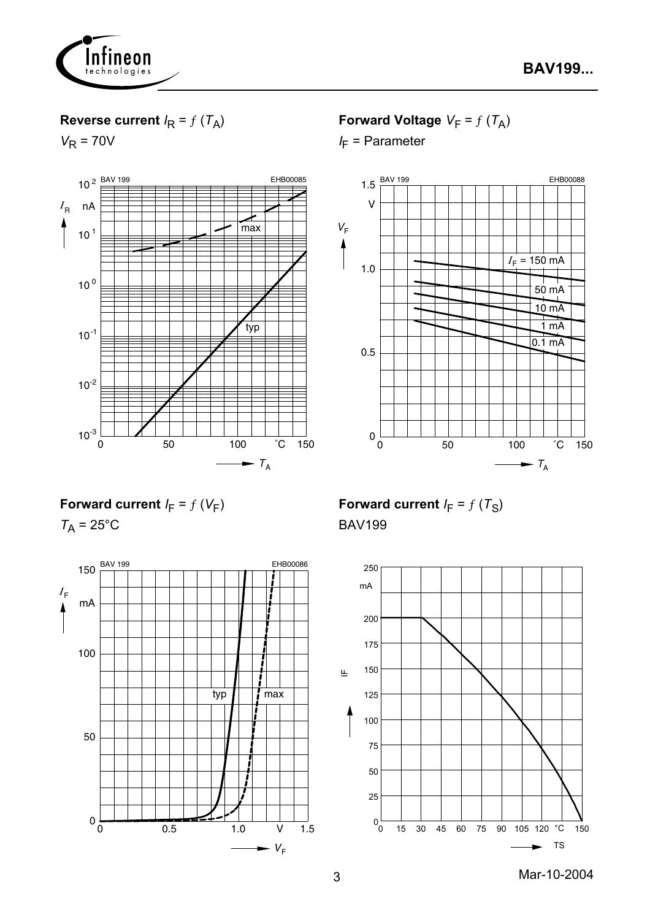**Reverse current** $I_R = f(T_A)$

$V_R$ = 70V

**Forward Voltage** $V_F = f(T_A)$

$I_F$ = Parameter

**Forward current** $I_F = f(V_F)$

$T_A$ = 25°C

**Forward current** $I_F = f(T_S)$

BAV199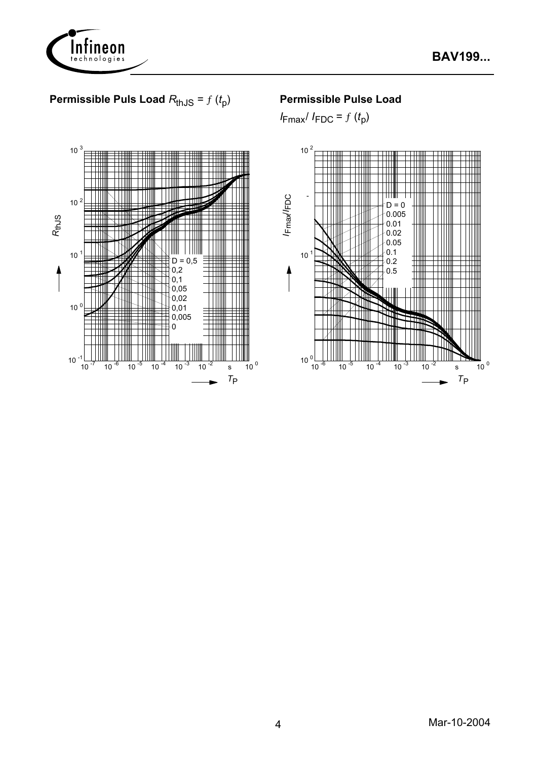**Permissible Puls Load $R_{thJS} = f(t_p)$**

$10^3$

$10^2$

$10^1$

$10^0$

$10^{-1}$

$R_{thJS}$

D = 0,5
0,2
0,1
0,05
0,02
0,01
0,005
0

$10^{-7}$ $10^{-6}$ $10^{-5}$ $10^{-4}$ $10^{-3}$ $10^{-2}$ s $10^0$

$T_P$

**Permissible Pulse Load**

$I_{Fmax}/ I_{FDC} = f(t_p)$

$10^2$

-

$10^1$

$10^0$

$I_{Fmax}/I_{FDC}$

D = 0
0.005
0.01
0.02
0.05
0.1
0.2
0.5

$10^{-6}$ $10^{-5}$ $10^{-4}$ $10^{-3}$ $10^{-2}$ s $10^0$

$T_P$